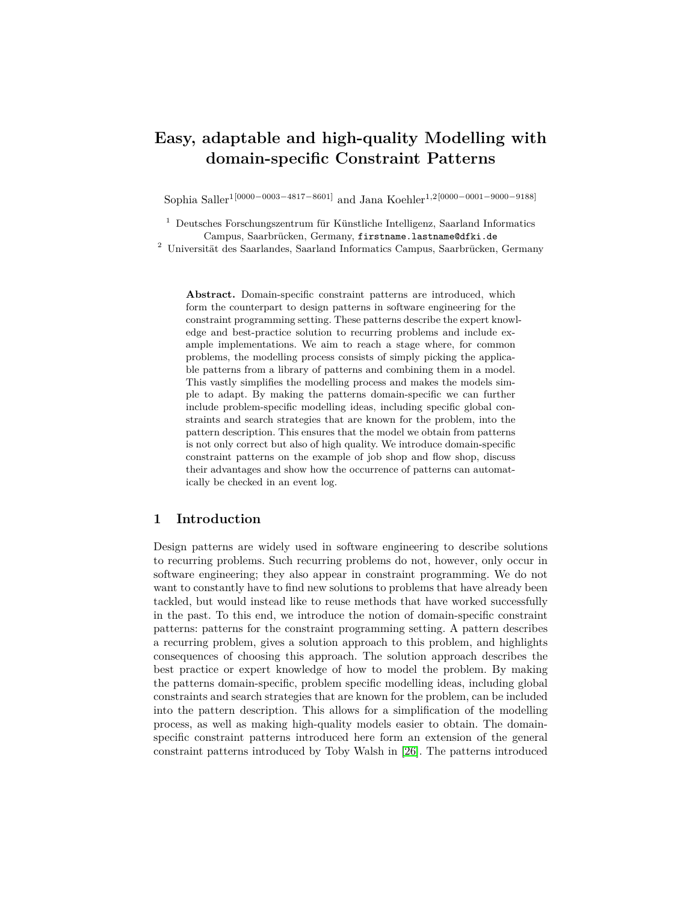# Easy, adaptable and high-quality Modelling with domain-specific Constraint Patterns

Sophia Saller[1 [0000−0003−4817−8601]] and Jana Koehler[1,2 [0000−0001−9000−9188]]

[1] Deutsches Forschungszentrum für Künstliche Intelligenz, Saarland Informatics Campus, Saarbrücken, Germany, firstname.lastname@dfki.de

[2] Universität des Saarlandes, Saarland Informatics Campus, Saarbrücken, Germany

**Abstract.** Domain-specific constraint patterns are introduced, which form the counterpart to design patterns in software engineering for the constraint programming setting. These patterns describe the expert knowledge and best-practice solution to recurring problems and include example implementations. We aim to reach a stage where, for common problems, the modelling process consists of simply picking the applicable patterns from a library of patterns and combining them in a model. This vastly simplifies the modelling process and makes the models simple to adapt. By making the patterns domain-specific we can further include problem-specific modelling ideas, including specific global constraints and search strategies that are known for the problem, into the pattern description. This ensures that the model we obtain from patterns is not only correct but also of high quality. We introduce domain-specific constraint patterns on the example of job shop and flow shop, discuss their advantages and show how the occurrence of patterns can automatically be checked in an event log.

## 1 Introduction

Design patterns are widely used in software engineering to describe solutions to recurring problems. Such recurring problems do not, however, only occur in software engineering; they also appear in constraint programming. We do not want to constantly have to find new solutions to problems that have already been tackled, but would instead like to reuse methods that have worked successfully in the past. To this end, we introduce the notion of domain-specific constraint patterns: patterns for the constraint programming setting. A pattern describes a recurring problem, gives a solution approach to this problem, and highlights consequences of choosing this approach. The solution approach describes the best practice or expert knowledge of how to model the problem. By making the patterns domain-specific, problem specific modelling ideas, including global constraints and search strategies that are known for the problem, can be included into the pattern description. This allows for a simplification of the modelling process, as well as making high-quality models easier to obtain. The domain-specific constraint patterns introduced here form an extension of the general constraint patterns introduced by Toby Walsh in [26]. The patterns introduced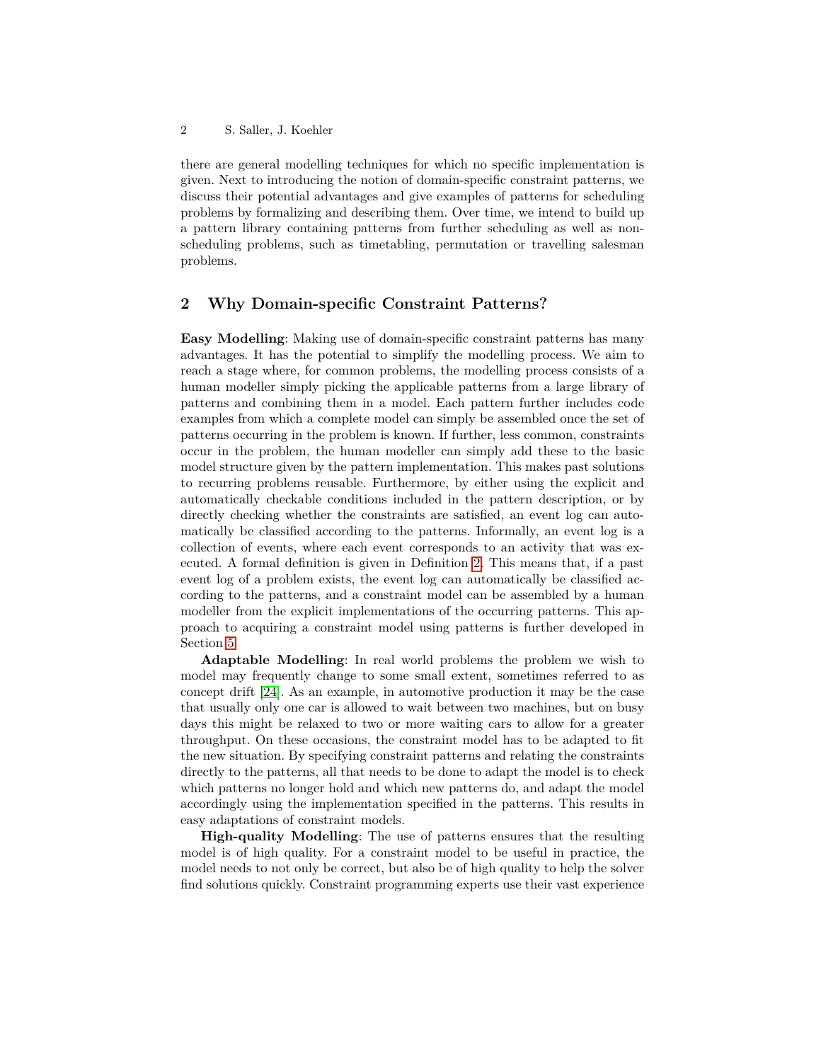there are general modelling techniques for which no specific implementation is given. Next to introducing the notion of domain-specific constraint patterns, we discuss their potential advantages and give examples of patterns for scheduling problems by formalizing and describing them. Over time, we intend to build up a pattern library containing patterns from further scheduling as well as non-scheduling problems, such as timetabling, permutation or travelling salesman problems.

## 2 Why Domain-specific Constraint Patterns?

**Easy Modelling**: Making use of domain-specific constraint patterns has many advantages. It has the potential to simplify the modelling process. We aim to reach a stage where, for common problems, the modelling process consists of a human modeller simply picking the applicable patterns from a large library of patterns and combining them in a model. Each pattern further includes code examples from which a complete model can simply be assembled once the set of patterns occurring in the problem is known. If further, less common, constraints occur in the problem, the human modeller can simply add these to the basic model structure given by the pattern implementation. This makes past solutions to recurring problems reusable. Furthermore, by either using the explicit and automatically checkable conditions included in the pattern description, or by directly checking whether the constraints are satisfied, an event log can automatically be classified according to the patterns. Informally, an event log is a collection of events, where each event corresponds to an activity that was executed. A formal definition is given in Definition 2. This means that, if a past event log of a problem exists, the event log can automatically be classified according to the patterns, and a constraint model can be assembled by a human modeller from the explicit implementations of the occurring patterns. This approach to acquiring a constraint model using patterns is further developed in Section 5.

**Adaptable Modelling**: In real world problems the problem we wish to model may frequently change to some small extent, sometimes referred to as concept drift [24]. As an example, in automotive production it may be the case that usually only one car is allowed to wait between two machines, but on busy days this might be relaxed to two or more waiting cars to allow for a greater throughput. On these occasions, the constraint model has to be adapted to fit the new situation. By specifying constraint patterns and relating the constraints directly to the patterns, all that needs to be done to adapt the model is to check which patterns no longer hold and which new patterns do, and adapt the model accordingly using the implementation specified in the patterns. This results in easy adaptations of constraint models.

**High-quality Modelling**: The use of patterns ensures that the resulting model is of high quality. For a constraint model to be useful in practice, the model needs to not only be correct, but also be of high quality to help the solver find solutions quickly. Constraint programming experts use their vast experience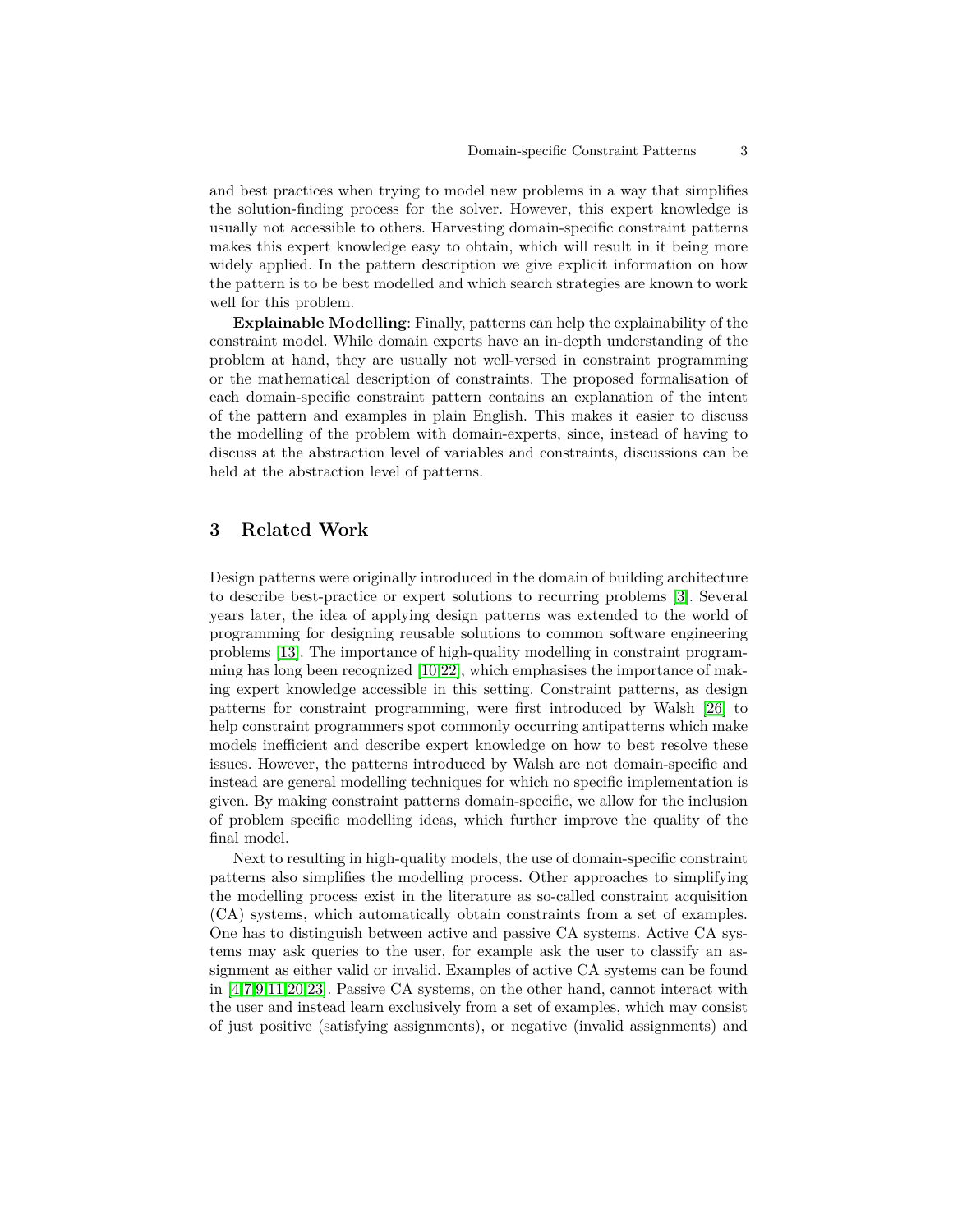and best practices when trying to model new problems in a way that simplifies the solution-finding process for the solver. However, this expert knowledge is usually not accessible to others. Harvesting domain-specific constraint patterns makes this expert knowledge easy to obtain, which will result in it being more widely applied. In the pattern description we give explicit information on how the pattern is to be best modelled and which search strategies are known to work well for this problem.

**Explainable Modelling**: Finally, patterns can help the explainability of the constraint model. While domain experts have an in-depth understanding of the problem at hand, they are usually not well-versed in constraint programming or the mathematical description of constraints. The proposed formalisation of each domain-specific constraint pattern contains an explanation of the intent of the pattern and examples in plain English. This makes it easier to discuss the modelling of the problem with domain-experts, since, instead of having to discuss at the abstraction level of variables and constraints, discussions can be held at the abstraction level of patterns.

## 3 Related Work

Design patterns were originally introduced in the domain of building architecture to describe best-practice or expert solutions to recurring problems [3]. Several years later, the idea of applying design patterns was extended to the world of programming for designing reusable solutions to common software engineering problems [13]. The importance of high-quality modelling in constraint programming has long been recognized [10,22], which emphasises the importance of making expert knowledge accessible in this setting. Constraint patterns, as design patterns for constraint programming, were first introduced by Walsh [26] to help constraint programmers spot commonly occurring antipatterns which make models inefficient and describe expert knowledge on how to best resolve these issues. However, the patterns introduced by Walsh are not domain-specific and instead are general modelling techniques for which no specific implementation is given. By making constraint patterns domain-specific, we allow for the inclusion of problem specific modelling ideas, which further improve the quality of the final model.

Next to resulting in high-quality models, the use of domain-specific constraint patterns also simplifies the modelling process. Other approaches to simplifying the modelling process exist in the literature as so-called constraint acquisition (CA) systems, which automatically obtain constraints from a set of examples. One has to distinguish between active and passive CA systems. Active CA systems may ask queries to the user, for example ask the user to classify an assignment as either valid or invalid. Examples of active CA systems can be found in [4,7,9,11,20,23]. Passive CA systems, on the other hand, cannot interact with the user and instead learn exclusively from a set of examples, which may consist of just positive (satisfying assignments), or negative (invalid assignments) and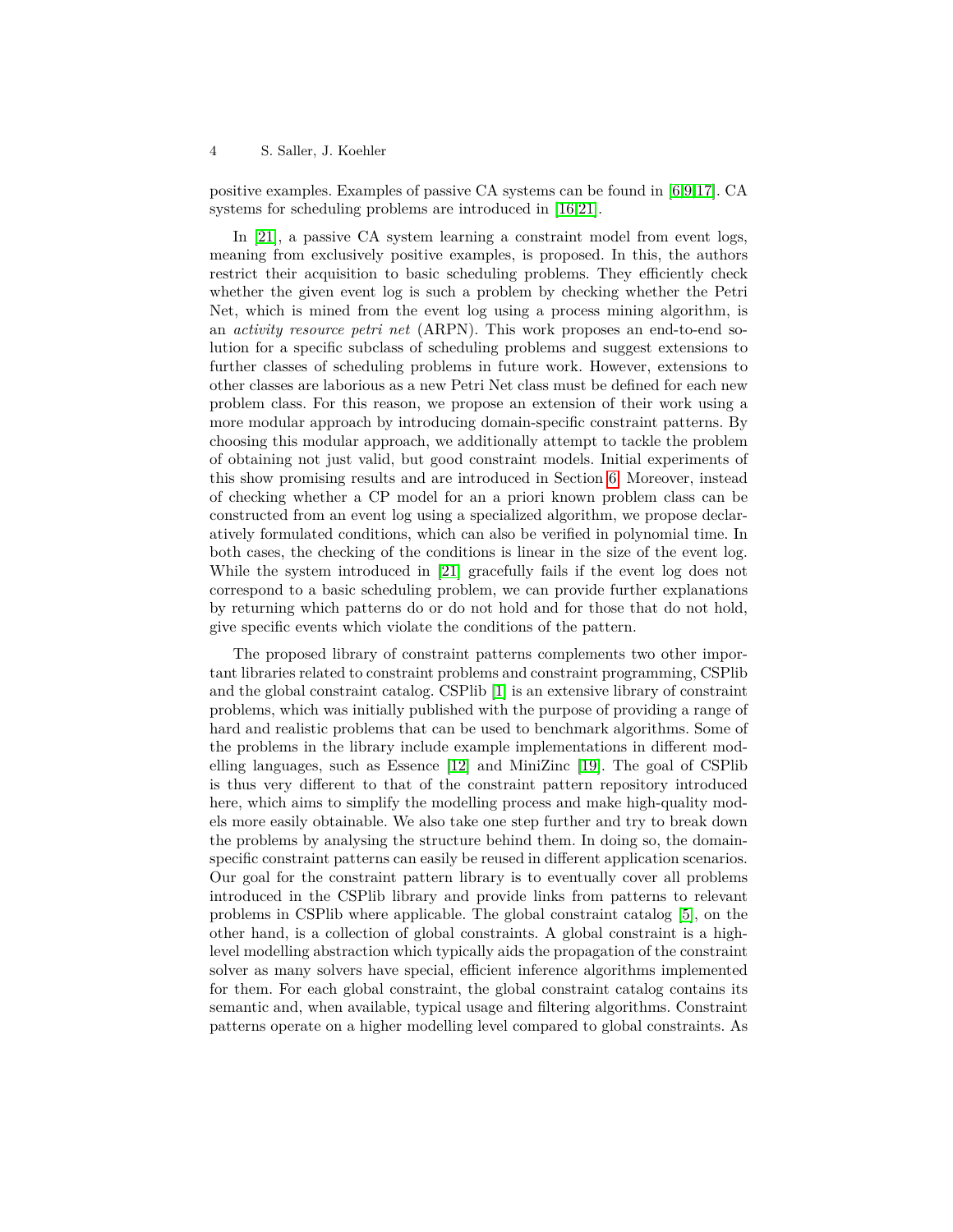positive examples. Examples of passive CA systems can be found in [6,9,17]. CA systems for scheduling problems are introduced in [16,21].

In [21], a passive CA system learning a constraint model from event logs, meaning from exclusively positive examples, is proposed. In this, the authors restrict their acquisition to basic scheduling problems. They efficiently check whether the given event log is such a problem by checking whether the Petri Net, which is mined from the event log using a process mining algorithm, is an *activity resource petri net* (ARPN). This work proposes an end-to-end solution for a specific subclass of scheduling problems and suggest extensions to further classes of scheduling problems in future work. However, extensions to other classes are laborious as a new Petri Net class must be defined for each new problem class. For this reason, we propose an extension of their work using a more modular approach by introducing domain-specific constraint patterns. By choosing this modular approach, we additionally attempt to tackle the problem of obtaining not just valid, but good constraint models. Initial experiments of this show promising results and are introduced in Section 6. Moreover, instead of checking whether a CP model for an a priori known problem class can be constructed from an event log using a specialized algorithm, we propose declaratively formulated conditions, which can also be verified in polynomial time. In both cases, the checking of the conditions is linear in the size of the event log. While the system introduced in [21] gracefully fails if the event log does not correspond to a basic scheduling problem, we can provide further explanations by returning which patterns do or do not hold and for those that do not hold, give specific events which violate the conditions of the pattern.

The proposed library of constraint patterns complements two other important libraries related to constraint problems and constraint programming, CSPlib and the global constraint catalog. CSPlib [1] is an extensive library of constraint problems, which was initially published with the purpose of providing a range of hard and realistic problems that can be used to benchmark algorithms. Some of the problems in the library include example implementations in different modelling languages, such as Essence [12] and MiniZinc [19]. The goal of CSPlib is thus very different to that of the constraint pattern repository introduced here, which aims to simplify the modelling process and make high-quality models more easily obtainable. We also take one step further and try to break down the problems by analysing the structure behind them. In doing so, the domain-specific constraint patterns can easily be reused in different application scenarios. Our goal for the constraint pattern library is to eventually cover all problems introduced in the CSPlib library and provide links from patterns to relevant problems in CSPlib where applicable. The global constraint catalog [5], on the other hand, is a collection of global constraints. A global constraint is a high-level modelling abstraction which typically aids the propagation of the constraint solver as many solvers have special, efficient inference algorithms implemented for them. For each global constraint, the global constraint catalog contains its semantic and, when available, typical usage and filtering algorithms. Constraint patterns operate on a higher modelling level compared to global constraints. As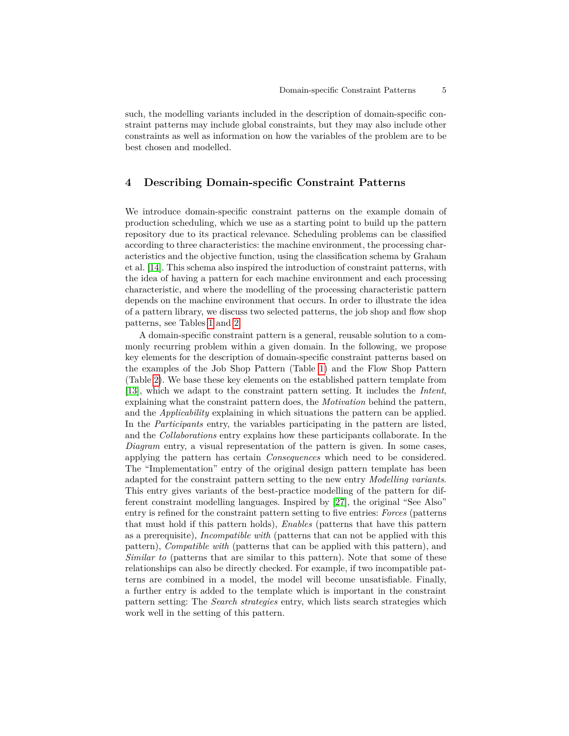such, the modelling variants included in the description of domain-specific constraint patterns may include global constraints, but they may also include other constraints as well as information on how the variables of the problem are to be best chosen and modelled.

## 4 Describing Domain-specific Constraint Patterns

We introduce domain-specific constraint patterns on the example domain of production scheduling, which we use as a starting point to build up the pattern repository due to its practical relevance. Scheduling problems can be classified according to three characteristics: the machine environment, the processing characteristics and the objective function, using the classification schema by Graham et al. [14]. This schema also inspired the introduction of constraint patterns, with the idea of having a pattern for each machine environment and each processing characteristic, and where the modelling of the processing characteristic pattern depends on the machine environment that occurs. In order to illustrate the idea of a pattern library, we discuss two selected patterns, the job shop and flow shop patterns, see Tables 1 and 2.

A domain-specific constraint pattern is a general, reusable solution to a commonly recurring problem within a given domain. In the following, we propose key elements for the description of domain-specific constraint patterns based on the examples of the Job Shop Pattern (Table 1) and the Flow Shop Pattern (Table 2). We base these key elements on the established pattern template from [13], which we adapt to the constraint pattern setting. It includes the *Intent*, explaining what the constraint pattern does, the *Motivation* behind the pattern, and the *Applicability* explaining in which situations the pattern can be applied. In the *Participants* entry, the variables participating in the pattern are listed, and the *Collaborations* entry explains how these participants collaborate. In the *Diagram* entry, a visual representation of the pattern is given. In some cases, applying the pattern has certain *Consequences* which need to be considered. The "Implementation" entry of the original design pattern template has been adapted for the constraint pattern setting to the new entry *Modelling variants*. This entry gives variants of the best-practice modelling of the pattern for different constraint modelling languages. Inspired by [27], the original "See Also" entry is refined for the constraint pattern setting to five entries: *Forces* (patterns that must hold if this pattern holds), *Enables* (patterns that have this pattern as a prerequisite), *Incompatible with* (patterns that can not be applied with this pattern), *Compatible with* (patterns that can be applied with this pattern), and *Similar to* (patterns that are similar to this pattern). Note that some of these relationships can also be directly checked. For example, if two incompatible patterns are combined in a model, the model will become unsatisfiable. Finally, a further entry is added to the template which is important in the constraint pattern setting: The *Search strategies* entry, which lists search strategies which work well in the setting of this pattern.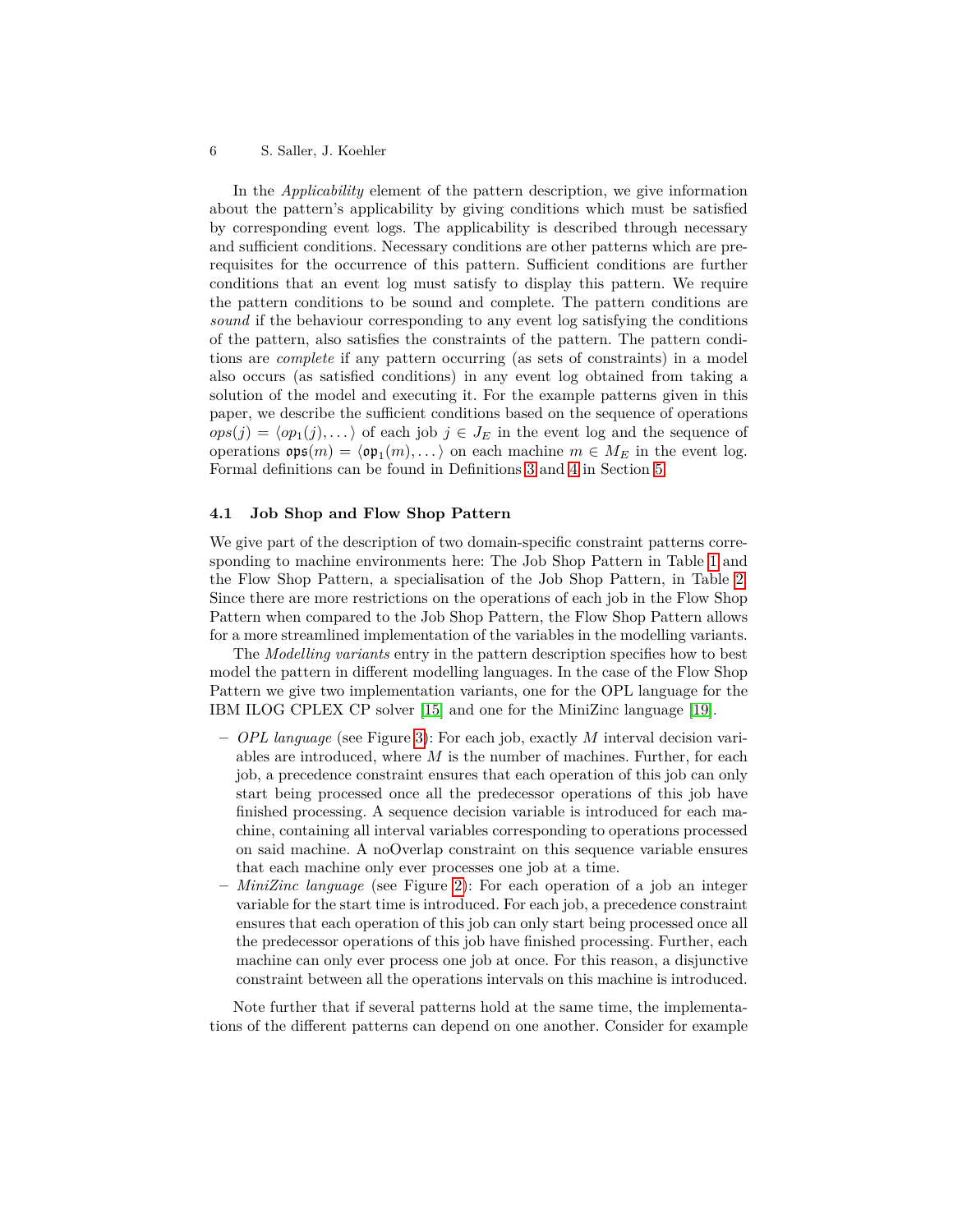In the *Applicability* element of the pattern description, we give information about the pattern's applicability by giving conditions which must be satisfied by corresponding event logs. The applicability is described through necessary and sufficient conditions. Necessary conditions are other patterns which are prerequisites for the occurrence of this pattern. Sufficient conditions are further conditions that an event log must satisfy to display this pattern. We require the pattern conditions to be sound and complete. The pattern conditions are *sound* if the behaviour corresponding to any event log satisfying the conditions of the pattern, also satisfies the constraints of the pattern. The pattern conditions are *complete* if any pattern occurring (as sets of constraints) in a model also occurs (as satisfied conditions) in any event log obtained from taking a solution of the model and executing it. For the example patterns given in this paper, we describe the sufficient conditions based on the sequence of operations $ops(j) = \langle op_1(j), \dots \rangle$ of each job $j \in J_E$ in the event log and the sequence of operations $\mathfrak{ops}(m) = \langle \mathfrak{op}_1(m), \dots \rangle$ on each machine $m \in M_E$ in the event log. Formal definitions can be found in Definitions 3 and 4 in Section 5.

### 4.1 Job Shop and Flow Shop Pattern

We give part of the description of two domain-specific constraint patterns corresponding to machine environments here: The Job Shop Pattern in Table 1 and the Flow Shop Pattern, a specialisation of the Job Shop Pattern, in Table 2. Since there are more restrictions on the operations of each job in the Flow Shop Pattern when compared to the Job Shop Pattern, the Flow Shop Pattern allows for a more streamlined implementation of the variables in the modelling variants.

The *Modelling variants* entry in the pattern description specifies how to best model the pattern in different modelling languages. In the case of the Flow Shop Pattern we give two implementation variants, one for the OPL language for the IBM ILOG CPLEX CP solver [15] and one for the MiniZinc language [19].

- *OPL language* (see Figure 3): For each job, exactly $M$ interval decision variables are introduced, where $M$ is the number of machines. Further, for each job, a precedence constraint ensures that each operation of this job can only start being processed once all the predecessor operations of this job have finished processing. A sequence decision variable is introduced for each machine, containing all interval variables corresponding to operations processed on said machine. A noOverlap constraint on this sequence variable ensures that each machine only ever processes one job at a time.
- *MiniZinc language* (see Figure 2): For each operation of a job an integer variable for the start time is introduced. For each job, a precedence constraint ensures that each operation of this job can only start being processed once all the predecessor operations of this job have finished processing. Further, each machine can only ever process one job at once. For this reason, a disjunctive constraint between all the operations intervals on this machine is introduced.

Note further that if several patterns hold at the same time, the implementations of the different patterns can depend on one another. Consider for example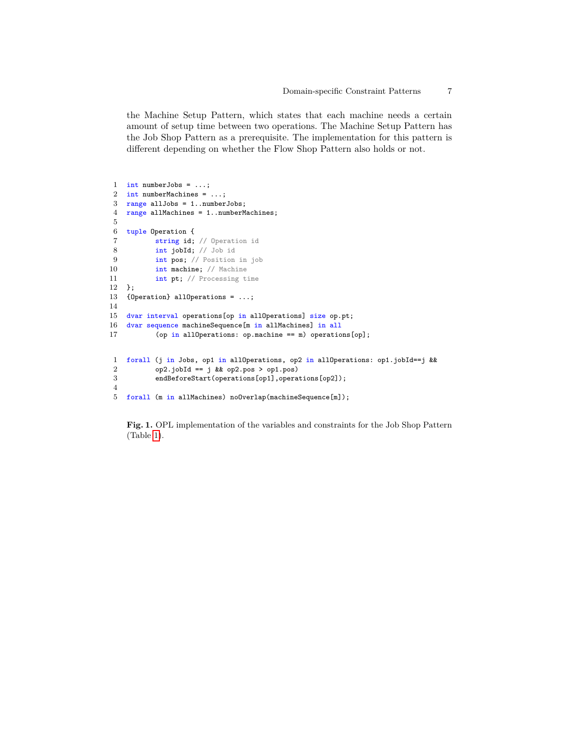the Machine Setup Pattern, which states that each machine needs a certain amount of setup time between two operations. The Machine Setup Pattern has the Job Shop Pattern as a prerequisite. The implementation for this pattern is different depending on whether the Flow Shop Pattern also holds or not.

```
1  int numberJobs = ...;
2  int numberMachines = ...;
3  range allJobs = 1..numberJobs;
4  range allMachines = 1..numberMachines;
5
6  tuple Operation {
7         string id; // Operation id
8         int jobId; // Job id
9         int pos; // Position in job
10        int machine; // Machine
11        int pt; // Processing time
12 };
13 {Operation} allOperations = ...;
14
15 dvar interval operations[op in allOperations] size op.pt;
16 dvar sequence machineSequence[m in allMachines] in all
17        (op in allOperations: op.machine == m) operations[op];
```

```
1  forall (j in Jobs, op1 in allOperations, op2 in allOperations: op1.jobId==j &&
2         op2.jobId == j && op2.pos > op1.pos)
3         endBeforeStart(operations[op1],operations[op2]);
4
5  forall (m in allMachines) noOverlap(machineSequence[m]);
```

**Fig. 1.** OPL implementation of the variables and constraints for the Job Shop Pattern (Table 1).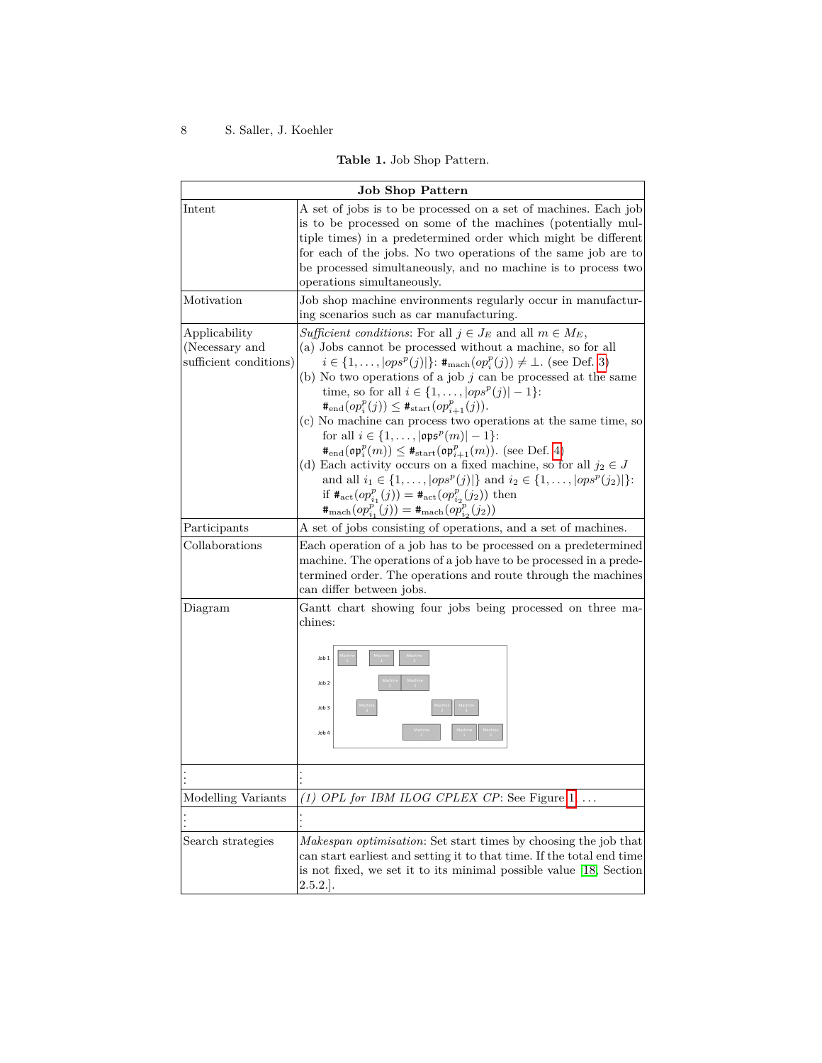**Table 1.** Job Shop Pattern.

| **Job Shop Pattern** | |
|---|---|
| Intent | A set of jobs is to be processed on a set of machines. Each job is to be processed on some of the machines (potentially multiple times) in a predetermined order which might be different for each of the jobs. No two operations of the same job are to be processed simultaneously, and no machine is to process two operations simultaneously. |
| Motivation | Job shop machine environments regularly occur in manufacturing scenarios such as car manufacturing. |
| Applicability (Necessary and sufficient conditions) | *Sufficient conditions*: For all $j \in J_E$ and all $m \in M_E$, (a) Jobs cannot be processed without a machine, so for all $i \in \{1, \ldots, \lvert ops^p(j)\rvert\}$: $\#_{\text{mach}}(op^p_i(j)) \neq \bot$. (see Def. 3) (b) No two operations of a job $j$ can be processed at the same time, so for all $i \in \{1, \ldots, \lvert ops^p(j)\rvert - 1\}$: $\#_{\text{end}}(op^p_i(j)) \leq \#_{\text{start}}(op^p_{i+1}(j))$. (c) No machine can process two operations at the same time, so for all $i \in \{1, \ldots, \lvert \mathfrak{ops}^p(m)\rvert - 1\}$: $\#_{\text{end}}(\mathfrak{op}^p_i(m)) \leq \#_{\text{start}}(\mathfrak{op}^p_{i+1}(m))$. (see Def. 4) (d) Each activity occurs on a fixed machine, so for all $j_2 \in J$ and all $i_1 \in \{1, \ldots, \lvert ops^p(j)\rvert\}$ and $i_2 \in \{1, \ldots, \lvert ops^p(j_2)\rvert\}$: if $\#_{\text{act}}(op^p_{i_1}(j)) = \#_{\text{act}}(op^p_{i_2}(j_2))$ then $\#_{\text{mach}}(op^p_{i_1}(j)) = \#_{\text{mach}}(op^p_{i_2}(j_2))$ |
| Participants | A set of jobs consisting of operations, and a set of machines. |
| Collaborations | Each operation of a job has to be processed on a predetermined machine. The operations of a job have to be processed in a predetermined order. The operations and route through the machines can differ between jobs. |
| Diagram | Gantt chart showing four jobs being processed on three machines: |
| ⋮ | ⋮ |
| Modelling Variants | *(1) OPL for IBM ILOG CPLEX CP*: See Figure 1. … |
| ⋮ | ⋮ |
| Search strategies | *Makespan optimisation*: Set start times by choosing the job that can start earliest and setting it to that time. If the total end time is not fixed, we set it to its minimal possible value [18, Section 2.5.2.]. |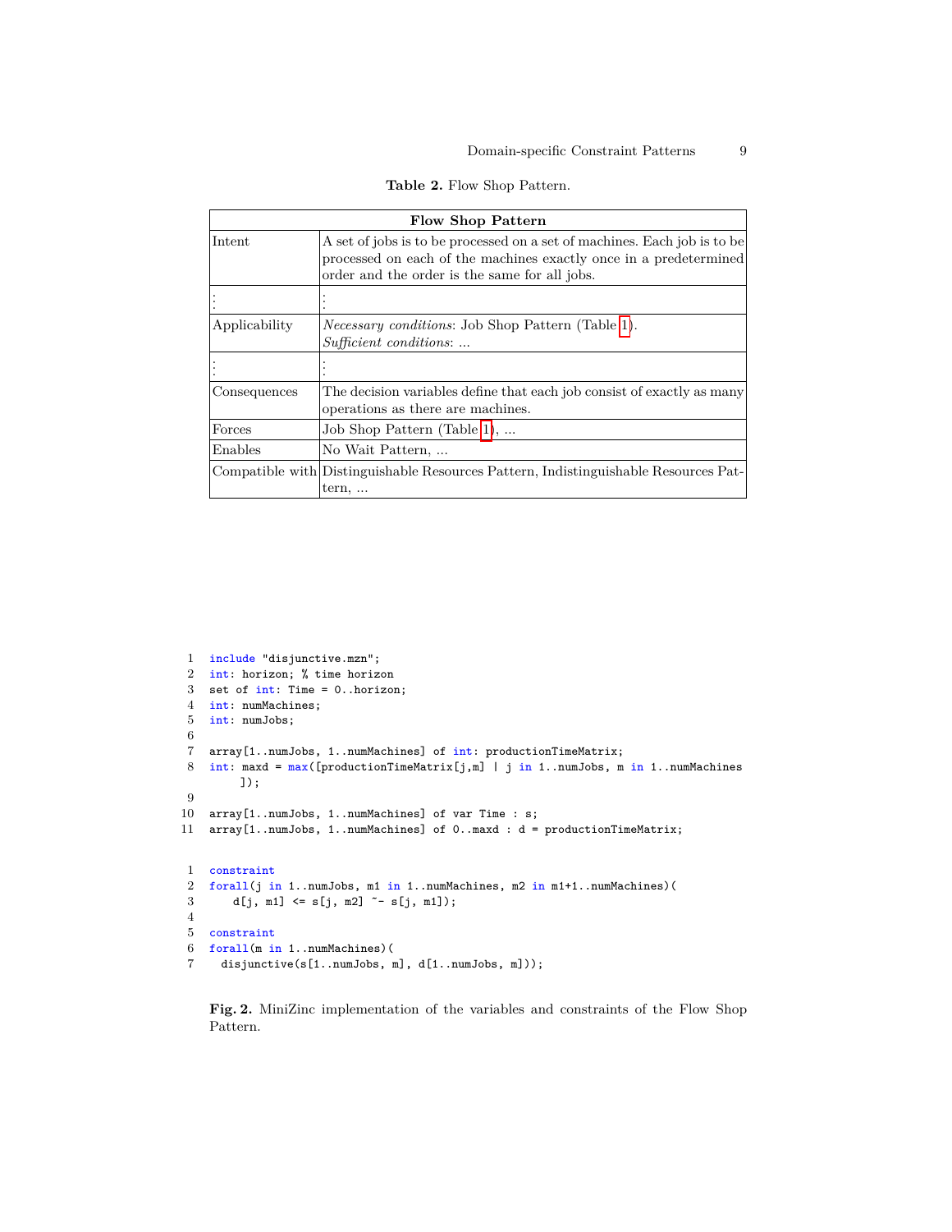**Table 2.** Flow Shop Pattern.

| Flow Shop Pattern | |
|---|---|
| Intent | A set of jobs is to be processed on a set of machines. Each job is to be processed on each of the machines exactly once in a predetermined order and the order is the same for all jobs. |
| ⋮ | ⋮ |
| Applicability | *Necessary conditions*: Job Shop Pattern (Table 1). *Sufficient conditions*: ... |
| ⋮ | ⋮ |
| Consequences | The decision variables define that each job consist of exactly as many operations as there are machines. |
| Forces | Job Shop Pattern (Table 1), ... |
| Enables | No Wait Pattern, ... |
| Compatible with | Distinguishable Resources Pattern, Indistinguishable Resources Pattern, ... |

```
1  include "disjunctive.mzn";
2  int: horizon; % time horizon
3  set of int: Time = 0..horizon;
4  int: numMachines;
5  int: numJobs;
6
7  array[1..numJobs, 1..numMachines] of int: productionTimeMatrix;
8  int: maxd = max([productionTimeMatrix[j,m] | j in 1..numJobs, m in 1..numMachines
       ]);
9
10 array[1..numJobs, 1..numMachines] of var Time : s;
11 array[1..numJobs, 1..numMachines] of 0..maxd : d = productionTimeMatrix;
```

```
1  constraint
2  forall(j in 1..numJobs, m1 in 1..numMachines, m2 in m1+1..numMachines)(
3     d[j, m1] <= s[j, m2] ~- s[j, m1]);
4
5  constraint
6  forall(m in 1..numMachines)(
7    disjunctive(s[1..numJobs, m], d[1..numJobs, m]));
```

**Fig. 2.** MiniZinc implementation of the variables and constraints of the Flow Shop Pattern.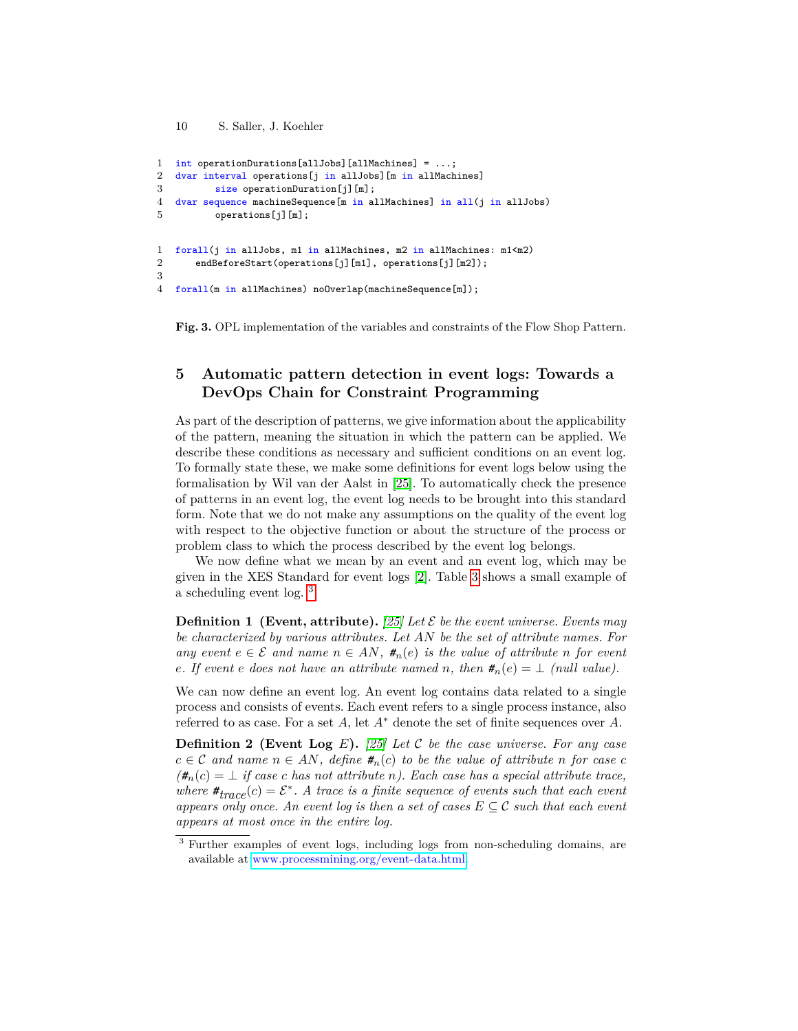```
1  int operationDurations[allJobs][allMachines] = ...;
2  dvar interval operations[j in allJobs][m in allMachines]
3         size operationDuration[j][m];
4  dvar sequence machineSequence[m in allMachines] in all(j in allJobs)
5         operations[j][m];
```

```
1  forall(j in allJobs, m1 in allMachines, m2 in allMachines: m1<m2)
2     endBeforeStart(operations[j][m1], operations[j][m2]);
3
4  forall(m in allMachines) noOverlap(machineSequence[m]);
```

**Fig. 3.** OPL implementation of the variables and constraints of the Flow Shop Pattern.

## 5 Automatic pattern detection in event logs: Towards a DevOps Chain for Constraint Programming

As part of the description of patterns, we give information about the applicability of the pattern, meaning the situation in which the pattern can be applied. We describe these conditions as necessary and sufficient conditions on an event log. To formally state these, we make some definitions for event logs below using the formalisation by Wil van der Aalst in [25]. To automatically check the presence of patterns in an event log, the event log needs to be brought into this standard form. Note that we do not make any assumptions on the quality of the event log with respect to the objective function or about the structure of the process or problem class to which the process described by the event log belongs.

We now define what we mean by an event and an event log, which may be given in the XES Standard for event logs [2]. Table 3 shows a small example of a scheduling event log. [3]

**Definition 1 (Event, attribute).** *[25] Let $\mathcal{E}$ be the event universe. Events may be characterized by various attributes. Let $AN$ be the set of attribute names. For any event $e \in \mathcal{E}$ and name $n \in AN$, $\#_n(e)$ is the value of attribute $n$ for event $e$. If event $e$ does not have an attribute named $n$, then $\#_n(e) = \perp$ (null value).*

We can now define an event log. An event log contains data related to a single process and consists of events. Each event refers to a single process instance, also referred to as case. For a set $A$, let $A^*$ denote the set of finite sequences over $A$.

**Definition 2 (Event Log $E$).** *[25] Let $\mathcal{C}$ be the case universe. For any case $c \in \mathcal{C}$ and name $n \in AN$, define $\#_n(c)$ to be the value of attribute $n$ for case $c$ ($\#_n(c) = \perp$ if case $c$ has not attribute $n$). Each case has a special attribute trace, where $\#_{trace}(c) = \mathcal{E}^*$. A trace is a finite sequence of events such that each event appears only once. An event log is then a set of cases $E \subseteq \mathcal{C}$ such that each event appears at most once in the entire log.*

[3] Further examples of event logs, including logs from non-scheduling domains, are available at www.processmining.org/event-data.html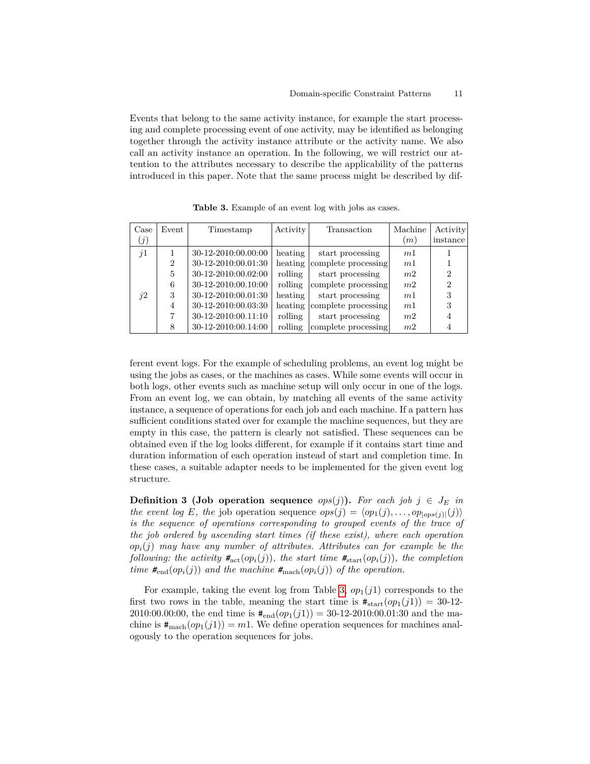Events that belong to the same activity instance, for example the start processing and complete processing event of one activity, may be identified as belonging together through the activity instance attribute or the activity name. We also call an activity instance an operation. In the following, we will restrict our attention to the attributes necessary to describe the applicability of the patterns introduced in this paper. Note that the same process might be described by different event logs. For the example of scheduling problems, an event log might be using the jobs as cases, or the machines as cases. While some events will occur in both logs, other events such as machine setup will only occur in one of the logs. From an event log, we can obtain, by matching all events of the same activity instance, a sequence of operations for each job and each machine. If a pattern has sufficient conditions stated over for example the machine sequences, but they are empty in this case, the pattern is clearly not satisfied. These sequences can be obtained even if the log looks different, for example if it contains start time and duration information of each operation instead of start and completion time. In these cases, a suitable adapter needs to be implemented for the given event log structure.

**Table 3.** Example of an event log with jobs as cases.

| Case ($j$) | Event | Timestamp | Activity | Transaction | Machine ($m$) | Activity instance |
|---|---|---|---|---|---|---|
| $j1$ | 1 | 30-12-2010:00.00:00 | heating | start processing | $m1$ | 1 |
| | 2 | 30-12-2010:00.01:30 | heating | complete processing | $m1$ | 1 |
| | 5 | 30-12-2010:00.02:00 | rolling | start processing | $m2$ | 2 |
| | 6 | 30-12-2010:00.10:00 | rolling | complete processing | $m2$ | 2 |
| $j2$ | 3 | 30-12-2010:00.01:30 | heating | start processing | $m1$ | 3 |
| | 4 | 30-12-2010:00.03:30 | heating | complete processing | $m1$ | 3 |
| | 7 | 30-12-2010:00.11:10 | rolling | start processing | $m2$ | 4 |
| | 8 | 30-12-2010:00.14:00 | rolling | complete processing | $m2$ | 4 |

**Definition 3 (Job operation sequence $ops(j)$).** *For each job $j \in J_E$ in the event log $E$, the* job operation sequence $ops(j) = \langle op_1(j), \ldots, op_{|ops(j)|}(j) \rangle$ *is the sequence of operations corresponding to grouped events of the trace of the job ordered by ascending start times (if these exist), where each operation $op_i(j)$ may have any number of attributes. Attributes can for example be the following: the activity $\#_{\text{act}}(op_i(j))$, the start time $\#_{\text{start}}(op_i(j))$, the completion time $\#_{\text{end}}(op_i(j))$ and the machine $\#_{\text{mach}}(op_i(j))$ of the operation.*

For example, taking the event log from Table 3, $op_1(j1)$ corresponds to the first two rows in the table, meaning the start time is $\#_{\text{start}}(op_1(j1)) =$ 30-12-2010:00.00:00, the end time is $\#_{\text{end}}(op_1(j1)) =$ 30-12-2010:00.01:30 and the machine is $\#_{\text{mach}}(op_1(j1)) = m1$. We define operation sequences for machines analogously to the operation sequences for jobs.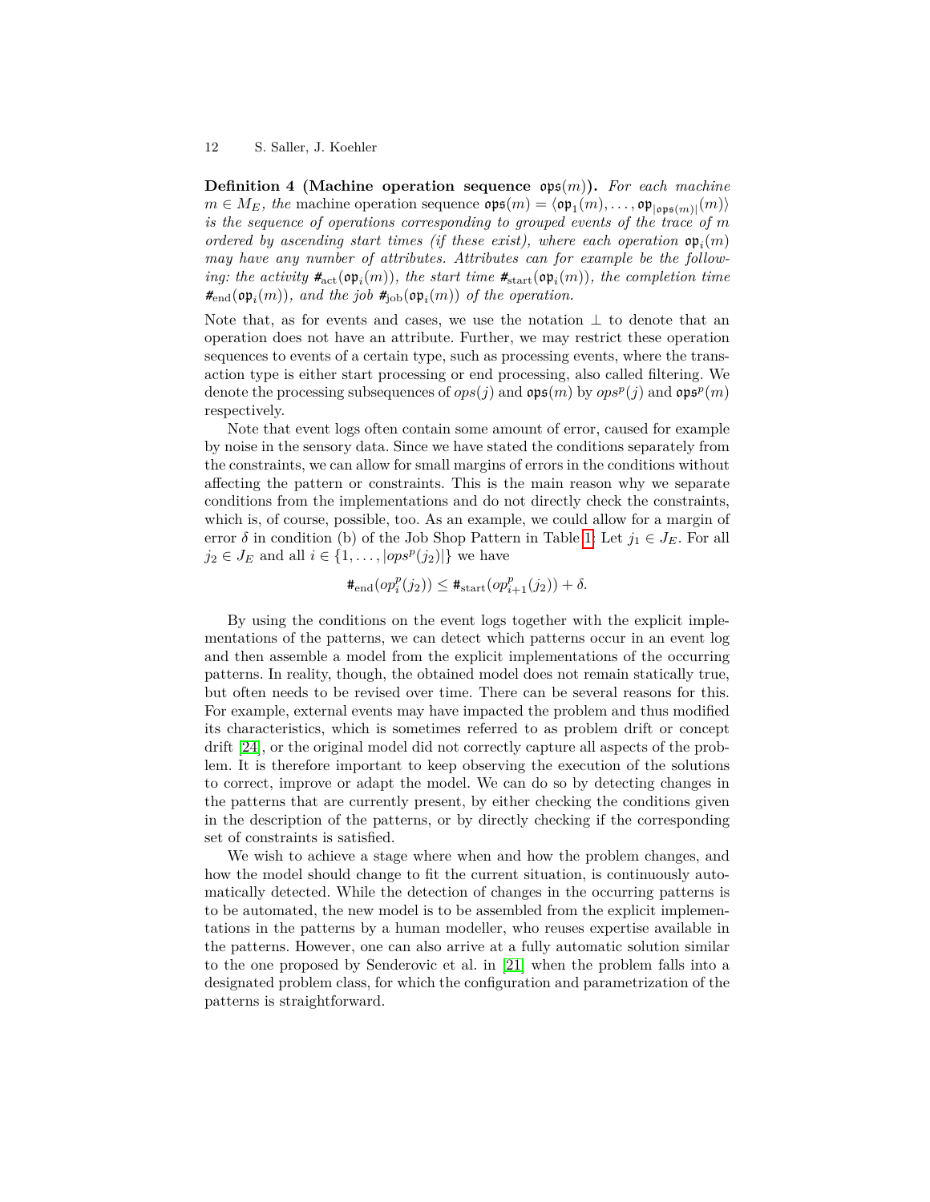**Definition 4 (Machine operation sequence $\mathfrak{ops}(m)$).** *For each machine $m \in M_E$, the* machine operation sequence $\mathfrak{ops}(m) = \langle \mathfrak{op}_1(m), \ldots, \mathfrak{op}_{|\mathfrak{ops}(m)|}(m) \rangle$ *is the sequence of operations corresponding to grouped events of the trace of $m$ ordered by ascending start times (if these exist), where each operation $\mathfrak{op}_i(m)$ may have any number of attributes. Attributes can for example be the following: the activity $\#_{\text{act}}(\mathfrak{op}_i(m))$, the start time $\#_{\text{start}}(\mathfrak{op}_i(m))$, the completion time $\#_{\text{end}}(\mathfrak{op}_i(m))$, and the job $\#_{\text{job}}(\mathfrak{op}_i(m))$ of the operation.*

Note that, as for events and cases, we use the notation $\perp$ to denote that an operation does not have an attribute. Further, we may restrict these operation sequences to events of a certain type, such as processing events, where the transaction type is either start processing or end processing, also called filtering. We denote the processing subsequences of $ops(j)$ and $\mathfrak{ops}(m)$ by $ops^p(j)$ and $\mathfrak{ops}^p(m)$ respectively.

Note that event logs often contain some amount of error, caused for example by noise in the sensory data. Since we have stated the conditions separately from the constraints, we can allow for small margins of errors in the conditions without affecting the pattern or constraints. This is the main reason why we separate conditions from the implementations and do not directly check the constraints, which is, of course, possible, too. As an example, we could allow for a margin of error $\delta$ in condition (b) of the Job Shop Pattern in Table 1: Let $j_1 \in J_E$. For all $j_2 \in J_E$ and all $i \in \{1, \ldots, |ops^p(j_2)|\}$ we have

$$\#_{\text{end}}(op_i^p(j_2)) \leq \#_{\text{start}}(op_{i+1}^p(j_2)) + \delta.$$

By using the conditions on the event logs together with the explicit implementations of the patterns, we can detect which patterns occur in an event log and then assemble a model from the explicit implementations of the occurring patterns. In reality, though, the obtained model does not remain statically true, but often needs to be revised over time. There can be several reasons for this. For example, external events may have impacted the problem and thus modified its characteristics, which is sometimes referred to as problem drift or concept drift [24], or the original model did not correctly capture all aspects of the problem. It is therefore important to keep observing the execution of the solutions to correct, improve or adapt the model. We can do so by detecting changes in the patterns that are currently present, by either checking the conditions given in the description of the patterns, or by directly checking if the corresponding set of constraints is satisfied.

We wish to achieve a stage where when and how the problem changes, and how the model should change to fit the current situation, is continuously automatically detected. While the detection of changes in the occurring patterns is to be automated, the new model is to be assembled from the explicit implementations in the patterns by a human modeller, who reuses expertise available in the patterns. However, one can also arrive at a fully automatic solution similar to the one proposed by Senderovic et al. in [21] when the problem falls into a designated problem class, for which the configuration and parametrization of the patterns is straightforward.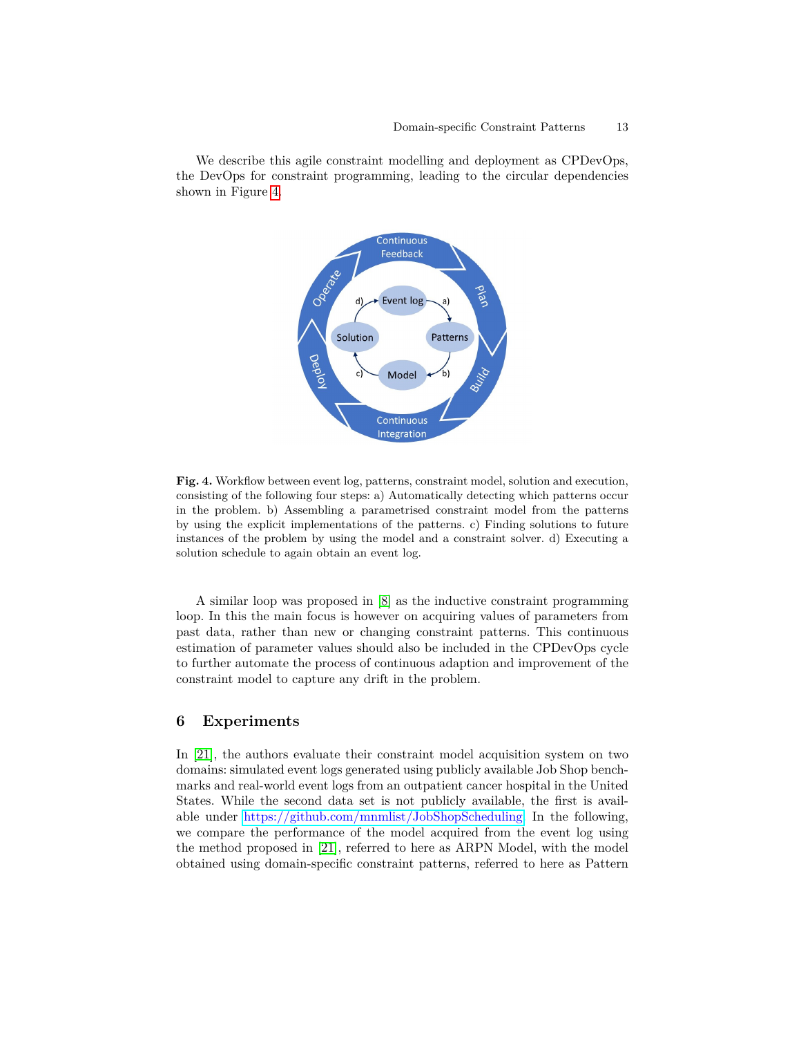We describe this agile constraint modelling and deployment as CPDevOps, the DevOps for constraint programming, leading to the circular dependencies shown in Figure 4.

**Fig. 4.** Workflow between event log, patterns, constraint model, solution and execution, consisting of the following four steps: a) Automatically detecting which patterns occur in the problem. b) Assembling a parametrised constraint model from the patterns by using the explicit implementations of the patterns. c) Finding solutions to future instances of the problem by using the model and a constraint solver. d) Executing a solution schedule to again obtain an event log.

A similar loop was proposed in [8] as the inductive constraint programming loop. In this the main focus is however on acquiring values of parameters from past data, rather than new or changing constraint patterns. This continuous estimation of parameter values should also be included in the CPDevOps cycle to further automate the process of continuous adaption and improvement of the constraint model to capture any drift in the problem.

## 6 Experiments

In [21], the authors evaluate their constraint model acquisition system on two domains: simulated event logs generated using publicly available Job Shop benchmarks and real-world event logs from an outpatient cancer hospital in the United States. While the second data set is not publicly available, the first is available under https://github.com/mnmlist/JobShopScheduling. In the following, we compare the performance of the model acquired from the event log using the method proposed in [21], referred to here as ARPN Model, with the model obtained using domain-specific constraint patterns, referred to here as Pattern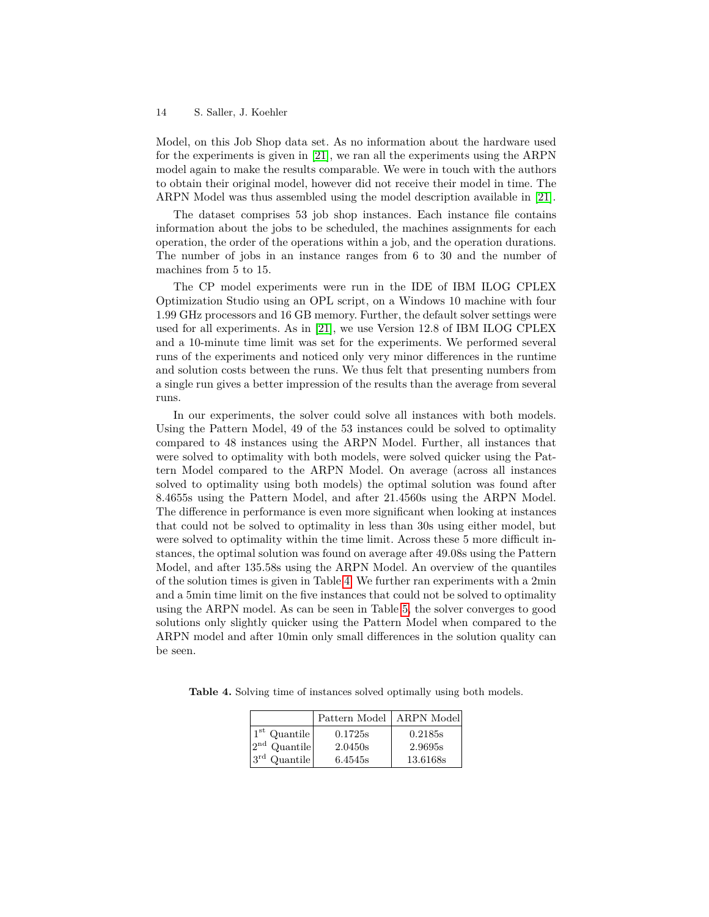Model, on this Job Shop data set. As no information about the hardware used for the experiments is given in [21], we ran all the experiments using the ARPN model again to make the results comparable. We were in touch with the authors to obtain their original model, however did not receive their model in time. The ARPN Model was thus assembled using the model description available in [21].

The dataset comprises 53 job shop instances. Each instance file contains information about the jobs to be scheduled, the machines assignments for each operation, the order of the operations within a job, and the operation durations. The number of jobs in an instance ranges from 6 to 30 and the number of machines from 5 to 15.

The CP model experiments were run in the IDE of IBM ILOG CPLEX Optimization Studio using an OPL script, on a Windows 10 machine with four 1.99 GHz processors and 16 GB memory. Further, the default solver settings were used for all experiments. As in [21], we use Version 12.8 of IBM ILOG CPLEX and a 10-minute time limit was set for the experiments. We performed several runs of the experiments and noticed only very minor differences in the runtime and solution costs between the runs. We thus felt that presenting numbers from a single run gives a better impression of the results than the average from several runs.

In our experiments, the solver could solve all instances with both models. Using the Pattern Model, 49 of the 53 instances could be solved to optimality compared to 48 instances using the ARPN Model. Further, all instances that were solved to optimality with both models, were solved quicker using the Pattern Model compared to the ARPN Model. On average (across all instances solved to optimality using both models) the optimal solution was found after 8.4655s using the Pattern Model, and after 21.4560s using the ARPN Model. The difference in performance is even more significant when looking at instances that could not be solved to optimality in less than 30s using either model, but were solved to optimality within the time limit. Across these 5 more difficult instances, the optimal solution was found on average after 49.08s using the Pattern Model, and after 135.58s using the ARPN Model. An overview of the quantiles of the solution times is given in Table 4. We further ran experiments with a 2min and a 5min time limit on the five instances that could not be solved to optimality using the ARPN model. As can be seen in Table 5, the solver converges to good solutions only slightly quicker using the Pattern Model when compared to the ARPN model and after 10min only small differences in the solution quality can be seen.

**Table 4.** Solving time of instances solved optimally using both models.

| | Pattern Model | ARPN Model |
|---|---|---|
| 1st Quantile | 0.1725s | 0.2185s |
| 2nd Quantile | 2.0450s | 2.9695s |
| 3rd Quantile | 6.4545s | 13.6168s |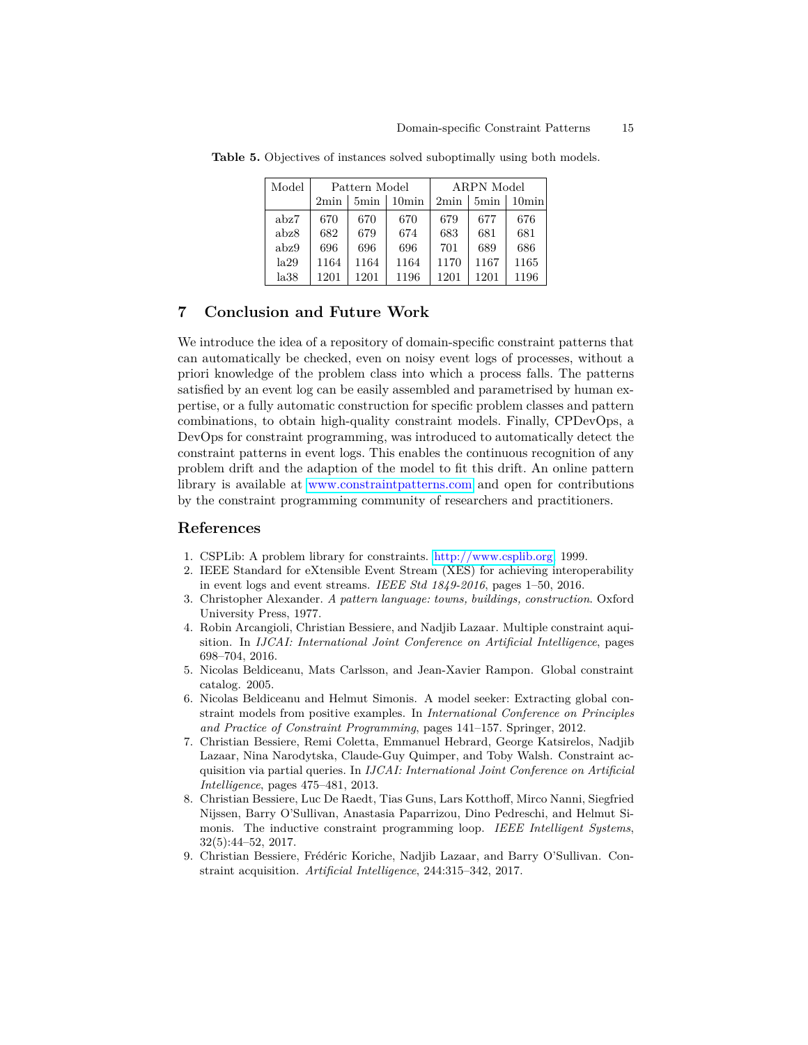**Table 5.** Objectives of instances solved suboptimally using both models.

| Model | Pattern Model | | | ARPN Model | | |
|---|---|---|---|---|---|---|
| | 2min | 5min | 10min | 2min | 5min | 10min |
| abz7 | 670 | 670 | 670 | 679 | 677 | 676 |
| abz8 | 682 | 679 | 674 | 683 | 681 | 681 |
| abz9 | 696 | 696 | 696 | 701 | 689 | 686 |
| la29 | 1164 | 1164 | 1164 | 1170 | 1167 | 1165 |
| la38 | 1201 | 1201 | 1196 | 1201 | 1201 | 1196 |

## 7 Conclusion and Future Work

We introduce the idea of a repository of domain-specific constraint patterns that can automatically be checked, even on noisy event logs of processes, without a priori knowledge of the problem class into which a process falls. The patterns satisfied by an event log can be easily assembled and parametrised by human expertise, or a fully automatic construction for specific problem classes and pattern combinations, to obtain high-quality constraint models. Finally, CPDevOps, a DevOps for constraint programming, was introduced to automatically detect the constraint patterns in event logs. This enables the continuous recognition of any problem drift and the adaption of the model to fit this drift. An online pattern library is available at www.constraintpatterns.com and open for contributions by the constraint programming community of researchers and practitioners.

## References

1. CSPLib: A problem library for constraints. http://www.csplib.org, 1999.
2. IEEE Standard for eXtensible Event Stream (XES) for achieving interoperability in event logs and event streams. *IEEE Std 1849-2016*, pages 1–50, 2016.
3. Christopher Alexander. *A pattern language: towns, buildings, construction*. Oxford University Press, 1977.
4. Robin Arcangioli, Christian Bessiere, and Nadjib Lazaar. Multiple constraint aquisition. In *IJCAI: International Joint Conference on Artificial Intelligence*, pages 698–704, 2016.
5. Nicolas Beldiceanu, Mats Carlsson, and Jean-Xavier Rampon. Global constraint catalog. 2005.
6. Nicolas Beldiceanu and Helmut Simonis. A model seeker: Extracting global constraint models from positive examples. In *International Conference on Principles and Practice of Constraint Programming*, pages 141–157. Springer, 2012.
7. Christian Bessiere, Remi Coletta, Emmanuel Hebrard, George Katsirelos, Nadjib Lazaar, Nina Narodytska, Claude-Guy Quimper, and Toby Walsh. Constraint acquisition via partial queries. In *IJCAI: International Joint Conference on Artificial Intelligence*, pages 475–481, 2013.
8. Christian Bessiere, Luc De Raedt, Tias Guns, Lars Kotthoff, Mirco Nanni, Siegfried Nijssen, Barry O'Sullivan, Anastasia Paparrizou, Dino Pedreschi, and Helmut Simonis. The inductive constraint programming loop. *IEEE Intelligent Systems*, 32(5):44–52, 2017.
9. Christian Bessiere, Frédéric Koriche, Nadjib Lazaar, and Barry O'Sullivan. Constraint acquisition. *Artificial Intelligence*, 244:315–342, 2017.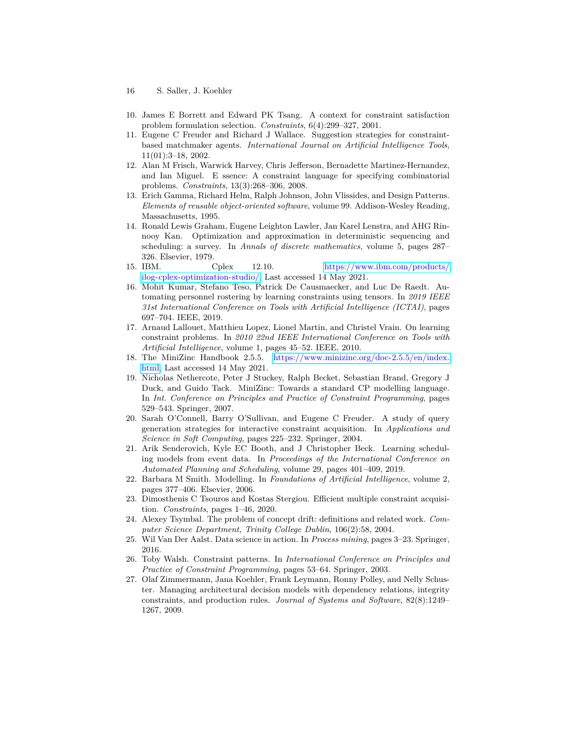10. James E Borrett and Edward PK Tsang. A context for constraint satisfaction problem formulation selection. *Constraints*, 6(4):299–327, 2001.
11. Eugene C Freuder and Richard J Wallace. Suggestion strategies for constraint-based matchmaker agents. *International Journal on Artificial Intelligence Tools*, 11(01):3–18, 2002.
12. Alan M Frisch, Warwick Harvey, Chris Jefferson, Bernadette Martinez-Hernandez, and Ian Miguel. E ssence: A constraint language for specifying combinatorial problems. *Constraints*, 13(3):268–306, 2008.
13. Erich Gamma, Richard Helm, Ralph Johnson, John Vlissides, and Design Patterns. *Elements of reusable object-oriented software*, volume 99. Addison-Wesley Reading, Massachusetts, 1995.
14. Ronald Lewis Graham, Eugene Leighton Lawler, Jan Karel Lenstra, and AHG Rinnooy Kan. Optimization and approximation in deterministic sequencing and scheduling: a survey. In *Annals of discrete mathematics*, volume 5, pages 287–326. Elsevier, 1979.
15. IBM. Cplex 12.10. https://www.ibm.com/products/ilog-cplex-optimization-studio/. Last accessed 14 May 2021.
16. Mohit Kumar, Stefano Teso, Patrick De Causmaecker, and Luc De Raedt. Automating personnel rostering by learning constraints using tensors. In *2019 IEEE 31st International Conference on Tools with Artificial Intelligence (ICTAI)*, pages 697–704. IEEE, 2019.
17. Arnaud Lallouet, Matthieu Lopez, Lionel Martin, and Christel Vrain. On learning constraint problems. In *2010 22nd IEEE International Conference on Tools with Artificial Intelligence*, volume 1, pages 45–52. IEEE, 2010.
18. The MiniZinc Handbook 2.5.5. https://www.minizinc.org/doc-2.5.5/en/index.html. Last accessed 14 May 2021.
19. Nicholas Nethercote, Peter J Stuckey, Ralph Becket, Sebastian Brand, Gregory J Duck, and Guido Tack. MiniZinc: Towards a standard CP modelling language. In *Int. Conference on Principles and Practice of Constraint Programming*, pages 529–543. Springer, 2007.
20. Sarah O'Connell, Barry O'Sullivan, and Eugene C Freuder. A study of query generation strategies for interactive constraint acquisition. In *Applications and Science in Soft Computing*, pages 225–232. Springer, 2004.
21. Arik Senderovich, Kyle EC Booth, and J Christopher Beck. Learning scheduling models from event data. In *Proceedings of the International Conference on Automated Planning and Scheduling*, volume 29, pages 401–409, 2019.
22. Barbara M Smith. Modelling. In *Foundations of Artificial Intelligence*, volume 2, pages 377–406. Elsevier, 2006.
23. Dimosthenis C Tsouros and Kostas Stergiou. Efficient multiple constraint acquisition. *Constraints*, pages 1–46, 2020.
24. Alexey Tsymbal. The problem of concept drift: definitions and related work. *Computer Science Department, Trinity College Dublin*, 106(2):58, 2004.
25. Wil Van Der Aalst. Data science in action. In *Process mining*, pages 3–23. Springer, 2016.
26. Toby Walsh. Constraint patterns. In *International Conference on Principles and Practice of Constraint Programming*, pages 53–64. Springer, 2003.
27. Olaf Zimmermann, Jana Koehler, Frank Leymann, Ronny Polley, and Nelly Schuster. Managing architectural decision models with dependency relations, integrity constraints, and production rules. *Journal of Systems and Software*, 82(8):1249–1267, 2009.